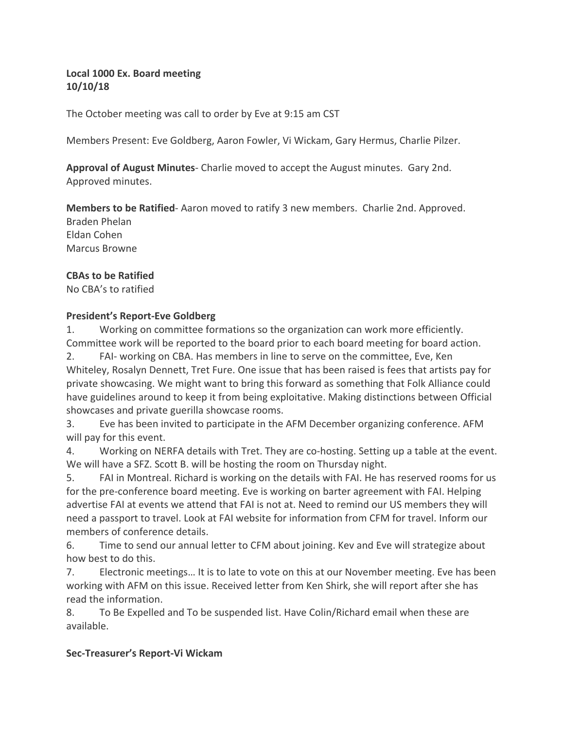**Local 1000 Ex. Board meeting**
**10/10/18**

The October meeting was call to order by Eve at 9:15 am CST

Members Present: Eve Goldberg, Aaron Fowler, Vi Wickam, Gary Hermus, Charlie Pilzer.

**Approval of August Minutes**- Charlie moved to accept the August minutes. Gary 2nd. Approved minutes.

**Members to be Ratified**- Aaron moved to ratify 3 new members. Charlie 2nd. Approved.
Braden Phelan
Eldan Cohen
Marcus Browne

**CBAs to be Ratified**
No CBA's to ratified

**President's Report-Eve Goldberg**

1. Working on committee formations so the organization can work more efficiently. Committee work will be reported to the board prior to each board meeting for board action.
2. FAI- working on CBA. Has members in line to serve on the committee, Eve, Ken Whiteley, Rosalyn Dennett, Tret Fure. One issue that has been raised is fees that artists pay for private showcasing. We might want to bring this forward as something that Folk Alliance could have guidelines around to keep it from being exploitative. Making distinctions between Official showcases and private guerilla showcase rooms.
3. Eve has been invited to participate in the AFM December organizing conference. AFM will pay for this event.
4. Working on NERFA details with Tret. They are co-hosting. Setting up a table at the event. We will have a SFZ. Scott B. will be hosting the room on Thursday night.
5. FAI in Montreal. Richard is working on the details with FAI. He has reserved rooms for us for the pre-conference board meeting. Eve is working on barter agreement with FAI. Helping advertise FAI at events we attend that FAI is not at. Need to remind our US members they will need a passport to travel. Look at FAI website for information from CFM for travel. Inform our members of conference details.
6. Time to send our annual letter to CFM about joining. Kev and Eve will strategize about how best to do this.
7. Electronic meetings… It is to late to vote on this at our November meeting. Eve has been working with AFM on this issue. Received letter from Ken Shirk, she will report after she has read the information.
8. To Be Expelled and To be suspended list. Have Colin/Richard email when these are available.

**Sec-Treasurer's Report-Vi Wickam**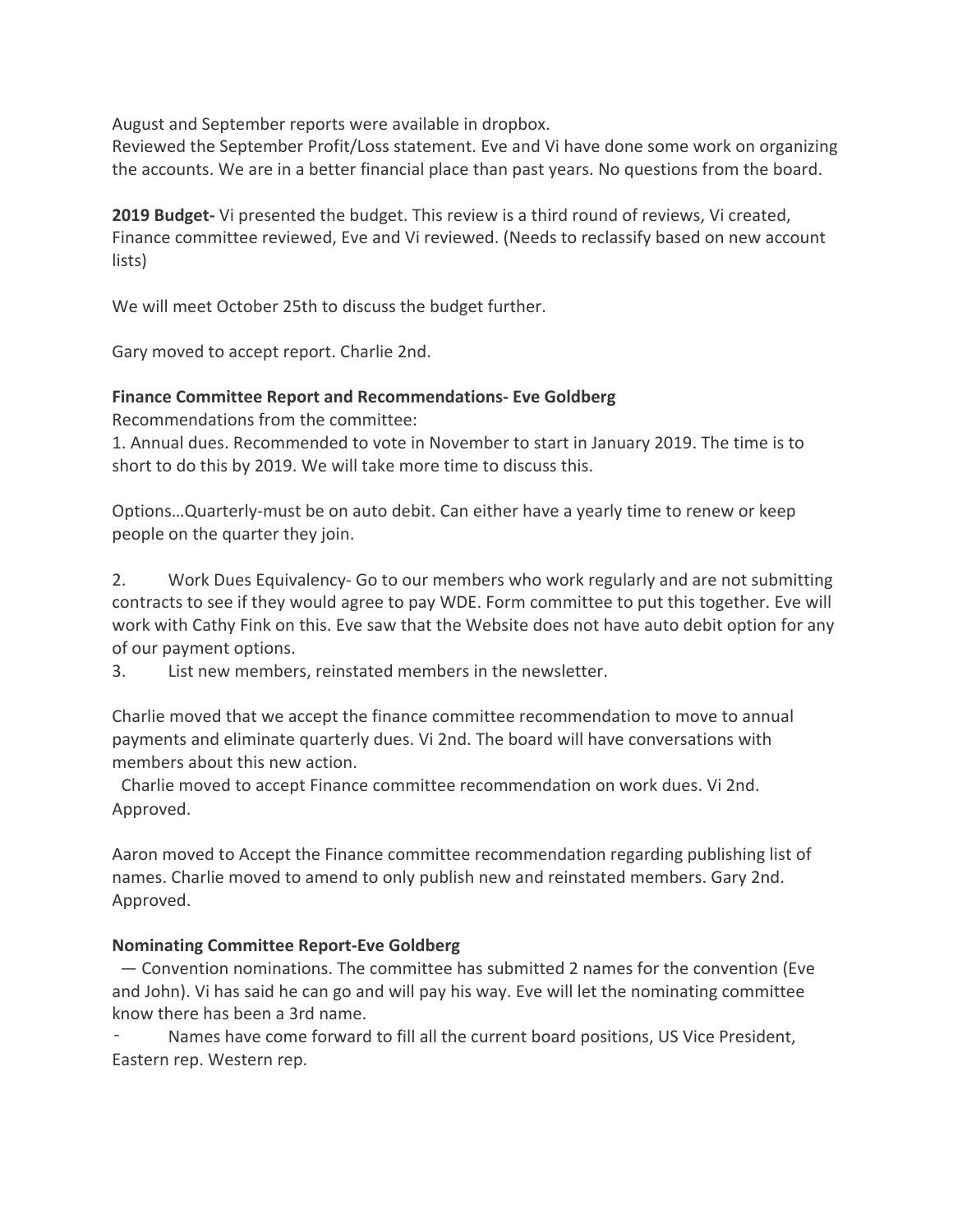August and September reports were available in dropbox.
Reviewed the September Profit/Loss statement. Eve and Vi have done some work on organizing the accounts. We are in a better financial place than past years. No questions from the board.

**2019 Budget-** Vi presented the budget. This review is a third round of reviews, Vi created, Finance committee reviewed, Eve and Vi reviewed. (Needs to reclassify based on new account lists)

We will meet October 25th to discuss the budget further.

Gary moved to accept report. Charlie 2nd.

**Finance Committee Report and Recommendations- Eve Goldberg**
Recommendations from the committee:
1. Annual dues. Recommended to vote in November to start in January 2019. The time is to short to do this by 2019. We will take more time to discuss this.

Options…Quarterly-must be on auto debit. Can either have a yearly time to renew or keep people on the quarter they join.

2. Work Dues Equivalency- Go to our members who work regularly and are not submitting contracts to see if they would agree to pay WDE. Form committee to put this together. Eve will work with Cathy Fink on this. Eve saw that the Website does not have auto debit option for any of our payment options.
3. List new members, reinstated members in the newsletter.

Charlie moved that we accept the finance committee recommendation to move to annual payments and eliminate quarterly dues. Vi 2nd. The board will have conversations with members about this new action.
Charlie moved to accept Finance committee recommendation on work dues. Vi 2nd. Approved.

Aaron moved to Accept the Finance committee recommendation regarding publishing list of names. Charlie moved to amend to only publish new and reinstated members. Gary 2nd. Approved.

**Nominating Committee Report-Eve Goldberg**
— Convention nominations. The committee has submitted 2 names for the convention (Eve and John). Vi has said he can go and will pay his way. Eve will let the nominating committee know there has been a 3rd name.
- Names have come forward to fill all the current board positions, US Vice President, Eastern rep. Western rep.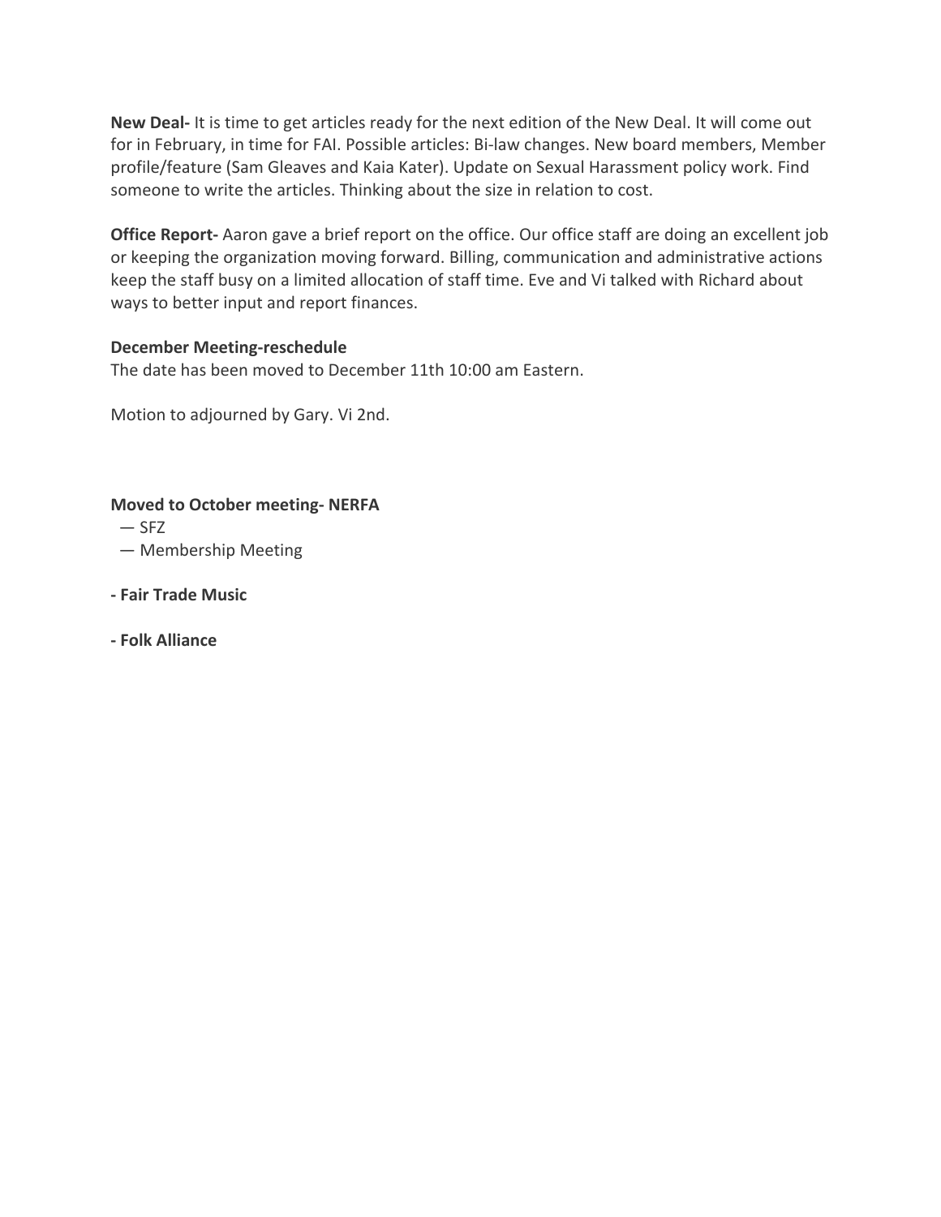**New Deal-** It is time to get articles ready for the next edition of the New Deal. It will come out for in February, in time for FAI. Possible articles: Bi-law changes. New board members, Member profile/feature (Sam Gleaves and Kaia Kater). Update on Sexual Harassment policy work. Find someone to write the articles. Thinking about the size in relation to cost.

**Office Report-** Aaron gave a brief report on the office. Our office staff are doing an excellent job or keeping the organization moving forward. Billing, communication and administrative actions keep the staff busy on a limited allocation of staff time. Eve and Vi talked with Richard about ways to better input and report finances.

**December Meeting-reschedule**

The date has been moved to December 11th 10:00 am Eastern.

Motion to adjourned by Gary. Vi 2nd.

**Moved to October meeting- NERFA**

— SFZ

— Membership Meeting

**- Fair Trade Music**

**- Folk Alliance**